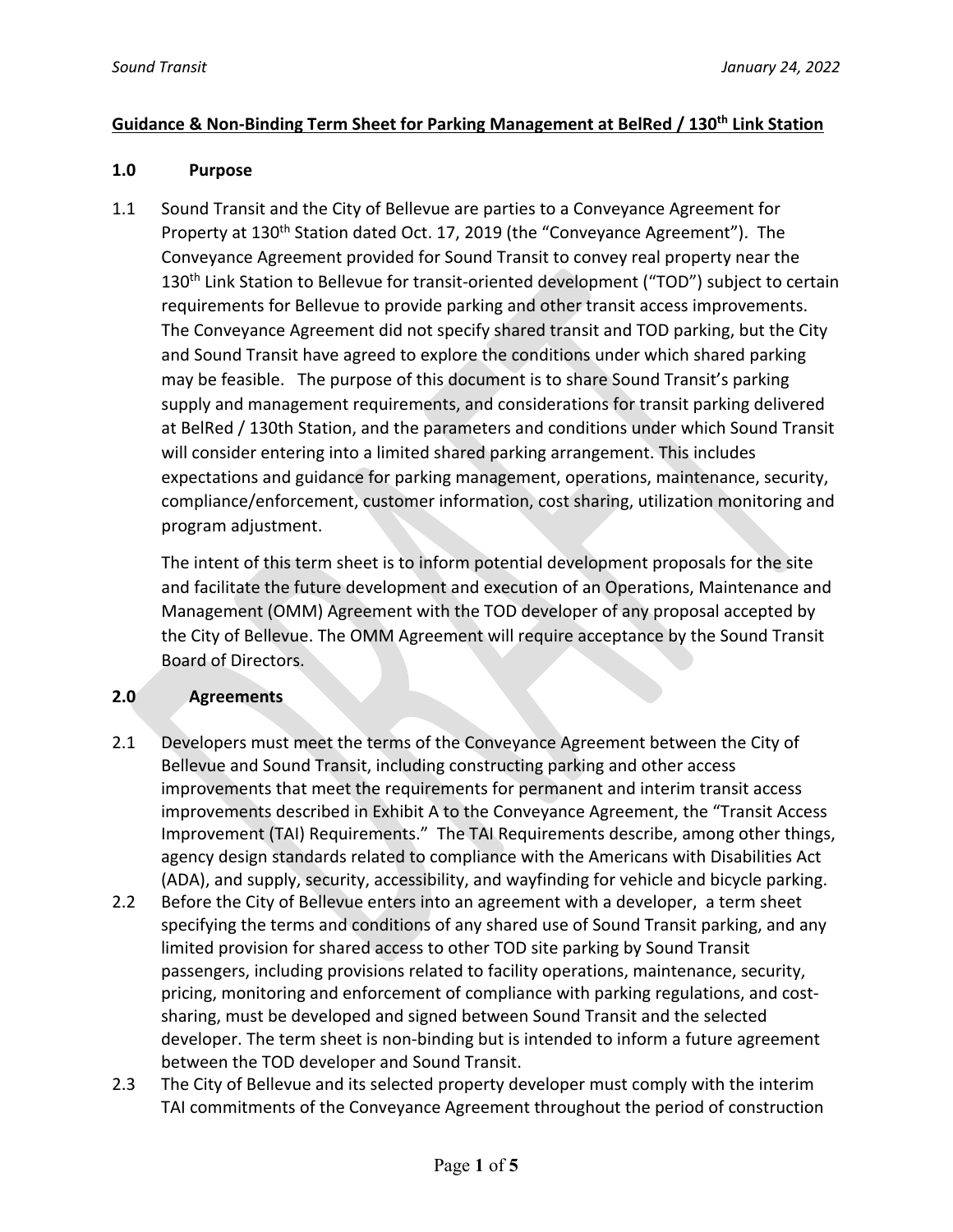## Guidance & Non-Binding Term Sheet for Parking Management at BelRed / 130th Link Station

### 1.0 Purpose

1.1 Sound Transit and the City of Bellevue are parties to a Conveyance Agreement for Property at 130th Station dated Oct. 17, 2019 (the "Conveyance Agreement"). The Conveyance Agreement provided for Sound Transit to convey real property near the 130th Link Station to Bellevue for transit-oriented development ("TOD") subject to certain requirements for Bellevue to provide parking and other transit access improvements. The Conveyance Agreement did not specify shared transit and TOD parking, but the City and Sound Transit have agreed to explore the conditions under which shared parking may be feasible. The purpose of this document is to share Sound Transit's parking supply and management requirements, and considerations for transit parking delivered at BelRed / 130th Station, and the parameters and conditions under which Sound Transit will consider entering into a limited shared parking arrangement. This includes expectations and guidance for parking management, operations, maintenance, security, compliance/enforcement, customer information, cost sharing, utilization monitoring and program adjustment.

The intent of this term sheet is to inform potential development proposals for the site and facilitate the future development and execution of an Operations, Maintenance and Management (OMM) Agreement with the TOD developer of any proposal accepted by the City of Bellevue. The OMM Agreement will require acceptance by the Sound Transit Board of Directors.

### 2.0 Agreements

2.1 Developers must meet the terms of the Conveyance Agreement between the City of Bellevue and Sound Transit, including constructing parking and other access improvements that meet the requirements for permanent and interim transit access improvements described in Exhibit A to the Conveyance Agreement, the "Transit Access Improvement (TAI) Requirements." The TAI Requirements describe, among other things, agency design standards related to compliance with the Americans with Disabilities Act (ADA), and supply, security, accessibility, and wayfinding for vehicle and bicycle parking.

2.2 Before the City of Bellevue enters into an agreement with a developer, a term sheet specifying the terms and conditions of any shared use of Sound Transit parking, and any limited provision for shared access to other TOD site parking by Sound Transit passengers, including provisions related to facility operations, maintenance, security, pricing, monitoring and enforcement of compliance with parking regulations, and cost-sharing, must be developed and signed between Sound Transit and the selected developer. The term sheet is non-binding but is intended to inform a future agreement between the TOD developer and Sound Transit.

2.3 The City of Bellevue and its selected property developer must comply with the interim TAI commitments of the Conveyance Agreement throughout the period of construction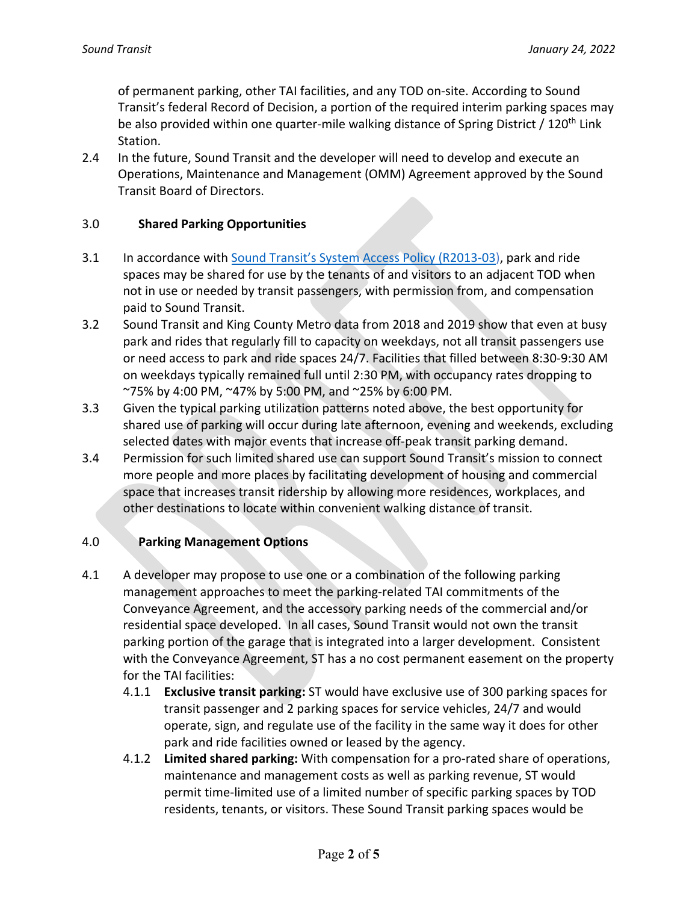of permanent parking, other TAI facilities, and any TOD on-site. According to Sound Transit's federal Record of Decision, a portion of the required interim parking spaces may be also provided within one quarter-mile walking distance of Spring District / 120th Link Station.

2.4 In the future, Sound Transit and the developer will need to develop and execute an Operations, Maintenance and Management (OMM) Agreement approved by the Sound Transit Board of Directors.

## 3.0 Shared Parking Opportunities

3.1 In accordance with [Sound Transit's System Access Policy (R2013-03)](), park and ride spaces may be shared for use by the tenants of and visitors to an adjacent TOD when not in use or needed by transit passengers, with permission from, and compensation paid to Sound Transit.

3.2 Sound Transit and King County Metro data from 2018 and 2019 show that even at busy park and rides that regularly fill to capacity on weekdays, not all transit passengers use or need access to park and ride spaces 24/7. Facilities that filled between 8:30-9:30 AM on weekdays typically remained full until 2:30 PM, with occupancy rates dropping to ~75% by 4:00 PM, ~47% by 5:00 PM, and ~25% by 6:00 PM.

3.3 Given the typical parking utilization patterns noted above, the best opportunity for shared use of parking will occur during late afternoon, evening and weekends, excluding selected dates with major events that increase off-peak transit parking demand.

3.4 Permission for such limited shared use can support Sound Transit's mission to connect more people and more places by facilitating development of housing and commercial space that increases transit ridership by allowing more residences, workplaces, and other destinations to locate within convenient walking distance of transit.

## 4.0 Parking Management Options

4.1 A developer may propose to use one or a combination of the following parking management approaches to meet the parking-related TAI commitments of the Conveyance Agreement, and the accessory parking needs of the commercial and/or residential space developed. In all cases, Sound Transit would not own the transit parking portion of the garage that is integrated into a larger development. Consistent with the Conveyance Agreement, ST has a no cost permanent easement on the property for the TAI facilities:

4.1.1 **Exclusive transit parking:** ST would have exclusive use of 300 parking spaces for transit passenger and 2 parking spaces for service vehicles, 24/7 and would operate, sign, and regulate use of the facility in the same way it does for other park and ride facilities owned or leased by the agency.

4.1.2 **Limited shared parking:** With compensation for a pro-rated share of operations, maintenance and management costs as well as parking revenue, ST would permit time-limited use of a limited number of specific parking spaces by TOD residents, tenants, or visitors. These Sound Transit parking spaces would be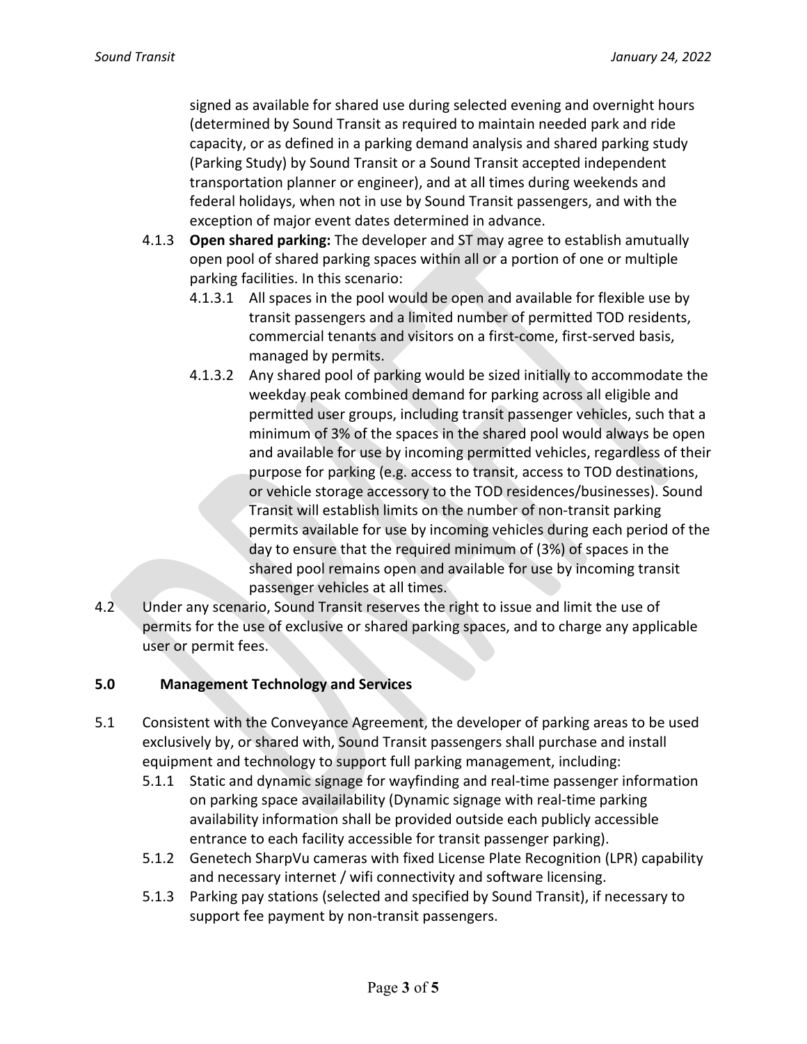signed as available for shared use during selected evening and overnight hours (determined by Sound Transit as required to maintain needed park and ride capacity, or as defined in a parking demand analysis and shared parking study (Parking Study) by Sound Transit or a Sound Transit accepted independent transportation planner or engineer), and at all times during weekends and federal holidays, when not in use by Sound Transit passengers, and with the exception of major event dates determined in advance.

- 4.1.3 **Open shared parking:** The developer and ST may agree to establish amutually open pool of shared parking spaces within all or a portion of one or multiple parking facilities. In this scenario:
  - 4.1.3.1 All spaces in the pool would be open and available for flexible use by transit passengers and a limited number of permitted TOD residents, commercial tenants and visitors on a first-come, first-served basis, managed by permits.
  - 4.1.3.2 Any shared pool of parking would be sized initially to accommodate the weekday peak combined demand for parking across all eligible and permitted user groups, including transit passenger vehicles, such that a minimum of 3% of the spaces in the shared pool would always be open and available for use by incoming permitted vehicles, regardless of their purpose for parking (e.g. access to transit, access to TOD destinations, or vehicle storage accessory to the TOD residences/businesses). Sound Transit will establish limits on the number of non-transit parking permits available for use by incoming vehicles during each period of the day to ensure that the required minimum of (3%) of spaces in the shared pool remains open and available for use by incoming transit passenger vehicles at all times.

4.2 Under any scenario, Sound Transit reserves the right to issue and limit the use of permits for the use of exclusive or shared parking spaces, and to charge any applicable user or permit fees.

## 5.0 Management Technology and Services

5.1 Consistent with the Conveyance Agreement, the developer of parking areas to be used exclusively by, or shared with, Sound Transit passengers shall purchase and install equipment and technology to support full parking management, including:

- 5.1.1 Static and dynamic signage for wayfinding and real-time passenger information on parking space availailability (Dynamic signage with real-time parking availability information shall be provided outside each publicly accessible entrance to each facility accessible for transit passenger parking).
- 5.1.2 Genetech SharpVu cameras with fixed License Plate Recognition (LPR) capability and necessary internet / wifi connectivity and software licensing.
- 5.1.3 Parking pay stations (selected and specified by Sound Transit), if necessary to support fee payment by non-transit passengers.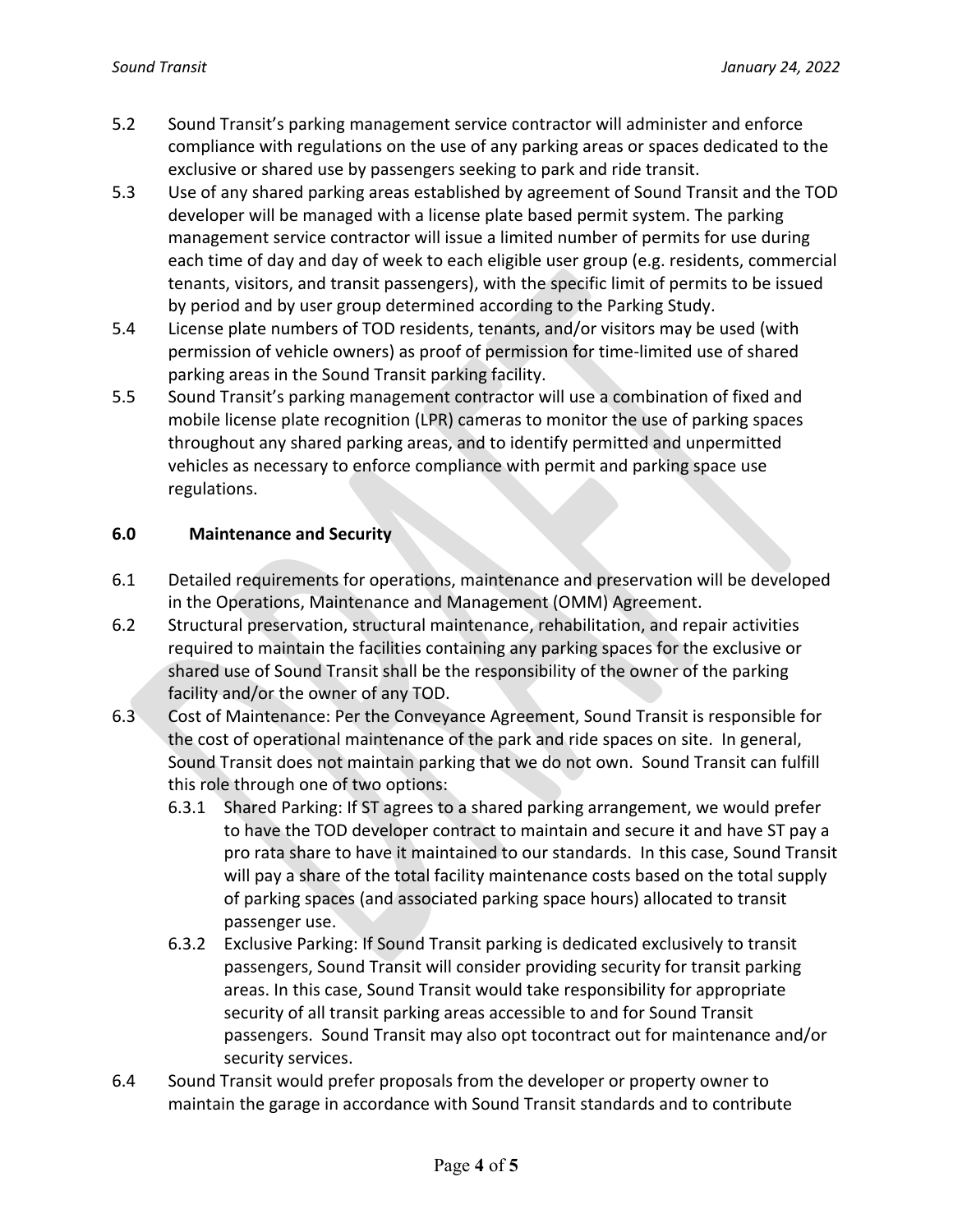5.2 Sound Transit's parking management service contractor will administer and enforce compliance with regulations on the use of any parking areas or spaces dedicated to the exclusive or shared use by passengers seeking to park and ride transit.

5.3 Use of any shared parking areas established by agreement of Sound Transit and the TOD developer will be managed with a license plate based permit system. The parking management service contractor will issue a limited number of permits for use during each time of day and day of week to each eligible user group (e.g. residents, commercial tenants, visitors, and transit passengers), with the specific limit of permits to be issued by period and by user group determined according to the Parking Study.

5.4 License plate numbers of TOD residents, tenants, and/or visitors may be used (with permission of vehicle owners) as proof of permission for time-limited use of shared parking areas in the Sound Transit parking facility.

5.5 Sound Transit's parking management contractor will use a combination of fixed and mobile license plate recognition (LPR) cameras to monitor the use of parking spaces throughout any shared parking areas, and to identify permitted and unpermitted vehicles as necessary to enforce compliance with permit and parking space use regulations.

## 6.0 Maintenance and Security

6.1 Detailed requirements for operations, maintenance and preservation will be developed in the Operations, Maintenance and Management (OMM) Agreement.

6.2 Structural preservation, structural maintenance, rehabilitation, and repair activities required to maintain the facilities containing any parking spaces for the exclusive or shared use of Sound Transit shall be the responsibility of the owner of the parking facility and/or the owner of any TOD.

6.3 Cost of Maintenance: Per the Conveyance Agreement, Sound Transit is responsible for the cost of operational maintenance of the park and ride spaces on site. In general, Sound Transit does not maintain parking that we do not own. Sound Transit can fulfill this role through one of two options:

  6.3.1 Shared Parking: If ST agrees to a shared parking arrangement, we would prefer to have the TOD developer contract to maintain and secure it and have ST pay a pro rata share to have it maintained to our standards. In this case, Sound Transit will pay a share of the total facility maintenance costs based on the total supply of parking spaces (and associated parking space hours) allocated to transit passenger use.

  6.3.2 Exclusive Parking: If Sound Transit parking is dedicated exclusively to transit passengers, Sound Transit will consider providing security for transit parking areas. In this case, Sound Transit would take responsibility for appropriate security of all transit parking areas accessible to and for Sound Transit passengers. Sound Transit may also opt tocontract out for maintenance and/or security services.

6.4 Sound Transit would prefer proposals from the developer or property owner to maintain the garage in accordance with Sound Transit standards and to contribute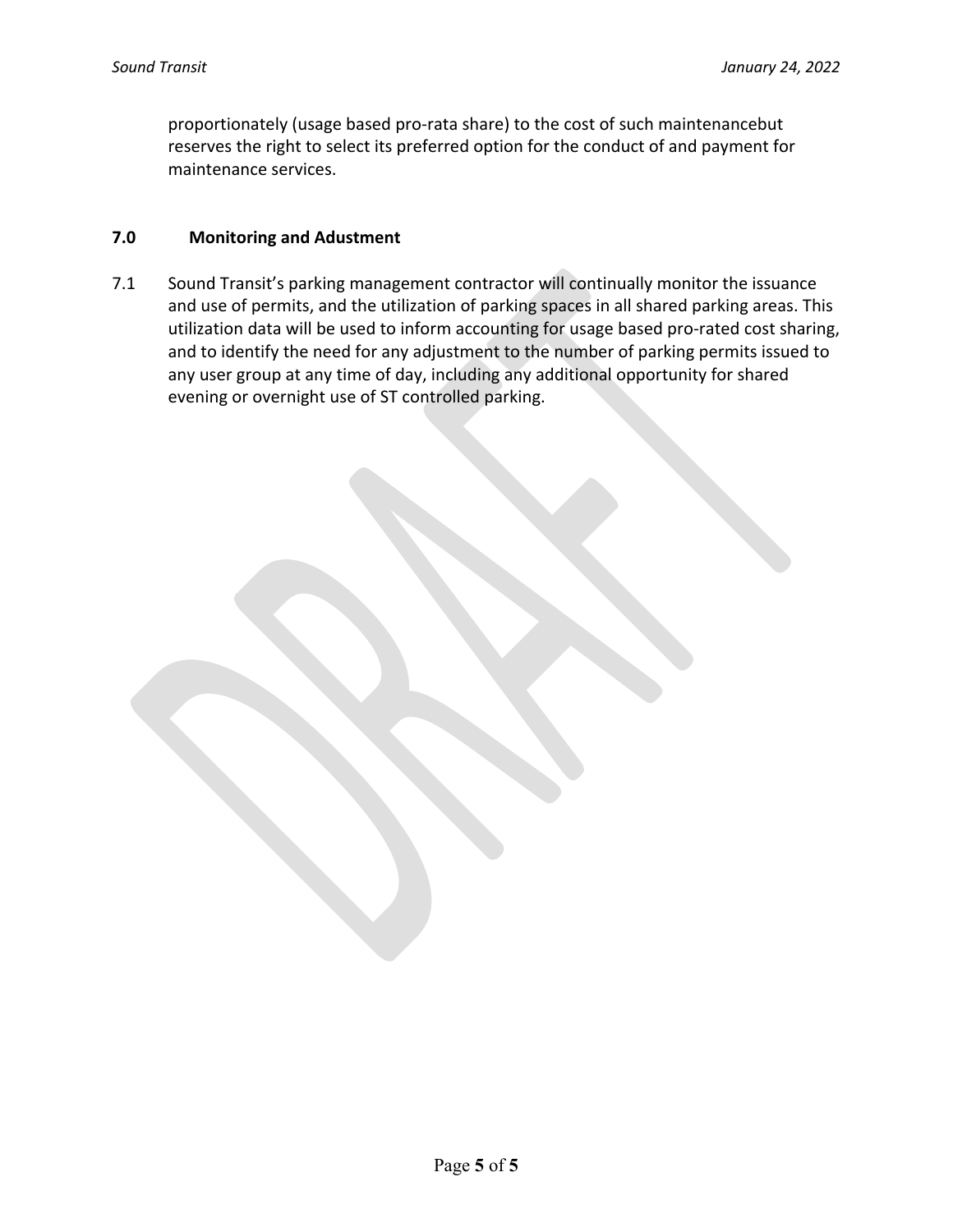proportionately (usage based pro-rata share) to the cost of such maintenancebut reserves the right to select its preferred option for the conduct of and payment for maintenance services.

## 7.0 Monitoring and Adustment

7.1 Sound Transit's parking management contractor will continually monitor the issuance and use of permits, and the utilization of parking spaces in all shared parking areas. This utilization data will be used to inform accounting for usage based pro-rated cost sharing, and to identify the need for any adjustment to the number of parking permits issued to any user group at any time of day, including any additional opportunity for shared evening or overnight use of ST controlled parking.